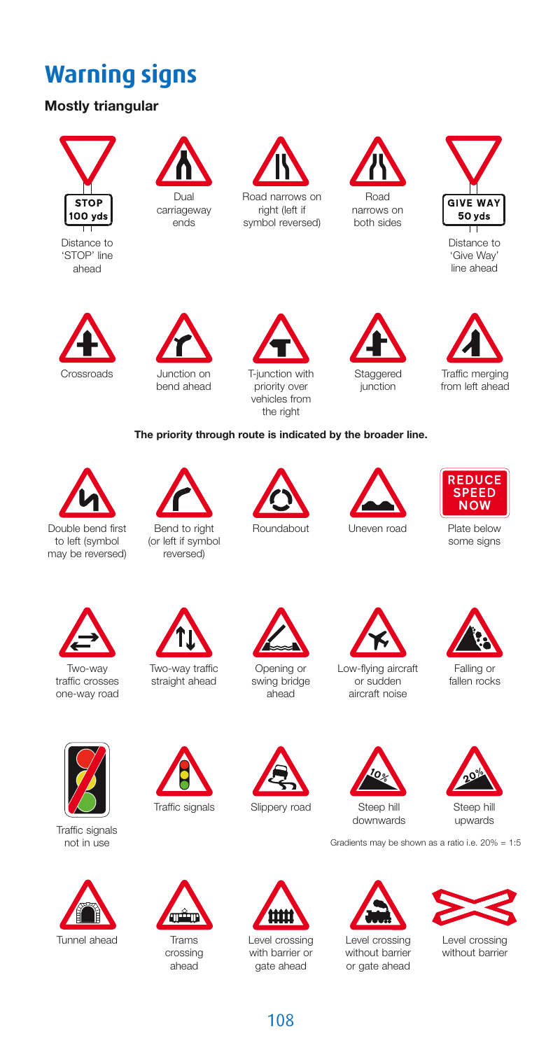# Warning signs

### Mostly triangular

STOP 100 yds

Distance to 'STOP' line ahead

Dual carriageway ends

Road narrows on right (left if symbol reversed)

Road narrows on both sides

GIVE WAY 50 yds

Distance to 'Give Way' line ahead

Crossroads

Junction on bend ahead

T-junction with priority over vehicles from the right

Staggered junction

Traffic merging from left ahead

**The priority through route is indicated by the broader line.**

Double bend first to left (symbol may be reversed)

Bend to right (or left if symbol reversed)

Roundabout

Uneven road

REDUCE SPEED NOW

Plate below some signs

Two-way traffic crosses one-way road

Two-way traffic straight ahead

Opening or swing bridge ahead

Low-flying aircraft or sudden aircraft noise

Falling or fallen rocks

Traffic signals not in use

Traffic signals

Slippery road

10%

Steep hill downwards

20%

Steep hill upwards

Gradients may be shown as a ratio i.e. 20% = 1:5

Tunnel ahead

Trams crossing ahead

Level crossing with barrier or gate ahead

Level crossing without barrier or gate ahead

Level crossing without barrier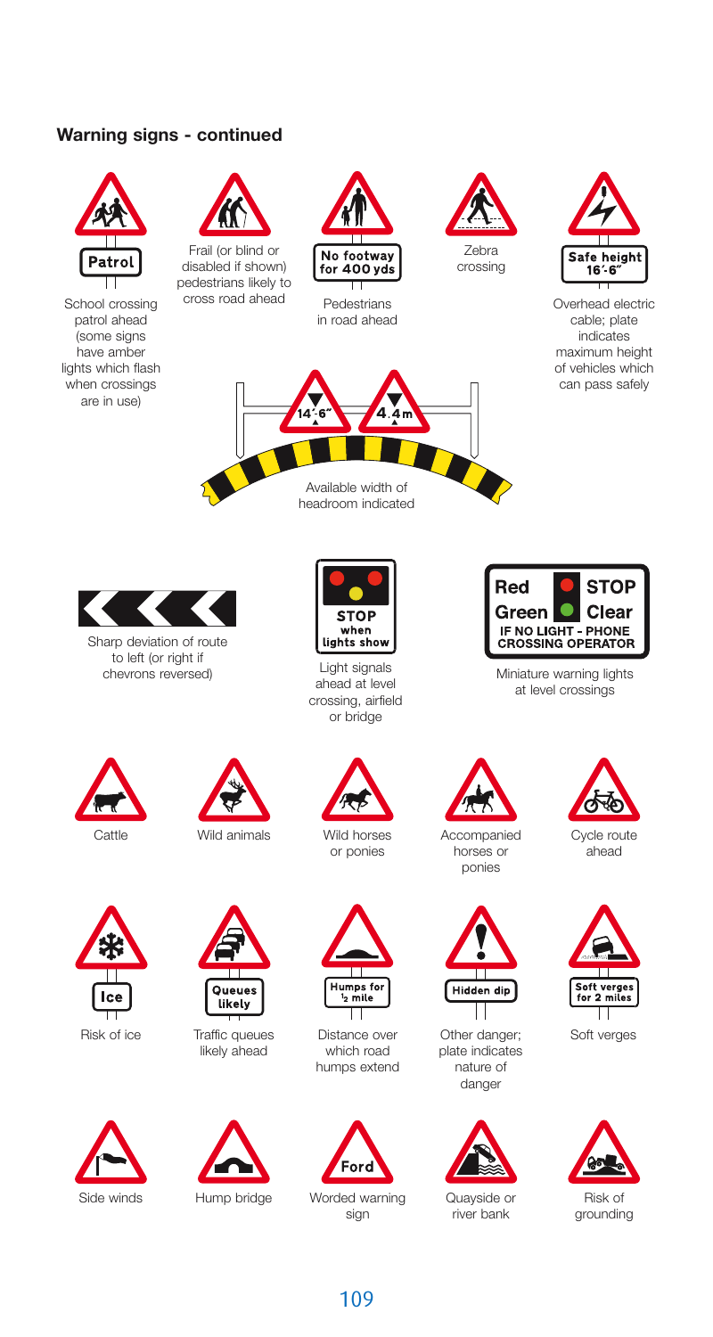## Warning signs - continued

Patrol

School crossing patrol ahead (some signs have amber lights which flash when crossings are in use)

Frail (or blind or disabled if shown) pedestrians likely to cross road ahead

No footway for 400 yds

Pedestrians in road ahead

Zebra crossing

Safe height 16′-6″

Overhead electric cable; plate indicates maximum height of vehicles which can pass safely

14′-6″

4.4 m

Available width of headroom indicated

Sharp deviation of route to left (or right if chevrons reversed)

STOP when lights show

Light signals ahead at level crossing, airfield or bridge

Red STOP
Green Clear
IF NO LIGHT - PHONE CROSSING OPERATOR

Miniature warning lights at level crossings

Cattle

Wild animals

Wild horses or ponies

Accompanied horses or ponies

Cycle route ahead

Ice

Risk of ice

Queues likely

Traffic queues likely ahead

Humps for ½ mile

Distance over which road humps extend

Hidden dip

Other danger; plate indicates nature of danger

Soft verges for 2 miles

Soft verges

Side winds

Hump bridge

Ford

Worded warning sign

Quayside or river bank

Risk of grounding